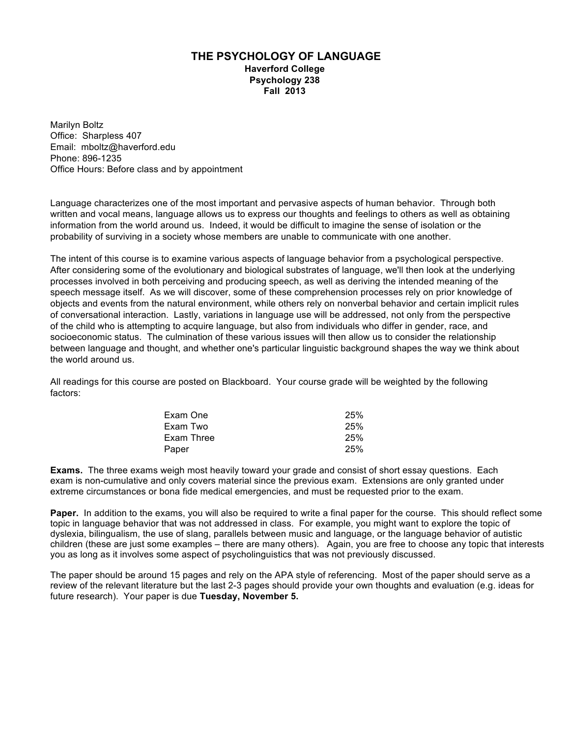# THE PSYCHOLOGY OF LANGUAGE

**Haverford College**
**Psychology 238**
**Fall 2013**

Marilyn Boltz
Office: Sharpless 407
Email: mboltz@haverford.edu
Phone: 896-1235
Office Hours: Before class and by appointment

Language characterizes one of the most important and pervasive aspects of human behavior. Through both written and vocal means, language allows us to express our thoughts and feelings to others as well as obtaining information from the world around us. Indeed, it would be difficult to imagine the sense of isolation or the probability of surviving in a society whose members are unable to communicate with one another.

The intent of this course is to examine various aspects of language behavior from a psychological perspective. After considering some of the evolutionary and biological substrates of language, we'll then look at the underlying processes involved in both perceiving and producing speech, as well as deriving the intended meaning of the speech message itself. As we will discover, some of these comprehension processes rely on prior knowledge of objects and events from the natural environment, while others rely on nonverbal behavior and certain implicit rules of conversational interaction. Lastly, variations in language use will be addressed, not only from the perspective of the child who is attempting to acquire language, but also from individuals who differ in gender, race, and socioeconomic status. The culmination of these various issues will then allow us to consider the relationship between language and thought, and whether one's particular linguistic background shapes the way we think about the world around us.

All readings for this course are posted on Blackboard. Your course grade will be weighted by the following factors:

| | |
|---|---|
| Exam One | 25% |
| Exam Two | 25% |
| Exam Three | 25% |
| Paper | 25% |

**Exams.** The three exams weigh most heavily toward your grade and consist of short essay questions. Each exam is non-cumulative and only covers material since the previous exam. Extensions are only granted under extreme circumstances or bona fide medical emergencies, and must be requested prior to the exam.

**Paper.** In addition to the exams, you will also be required to write a final paper for the course. This should reflect some topic in language behavior that was not addressed in class. For example, you might want to explore the topic of dyslexia, bilingualism, the use of slang, parallels between music and language, or the language behavior of autistic children (these are just some examples – there are many others). Again, you are free to choose any topic that interests you as long as it involves some aspect of psycholinguistics that was not previously discussed.

The paper should be around 15 pages and rely on the APA style of referencing. Most of the paper should serve as a review of the relevant literature but the last 2-3 pages should provide your own thoughts and evaluation (e.g. ideas for future research). Your paper is due **Tuesday, November 5.**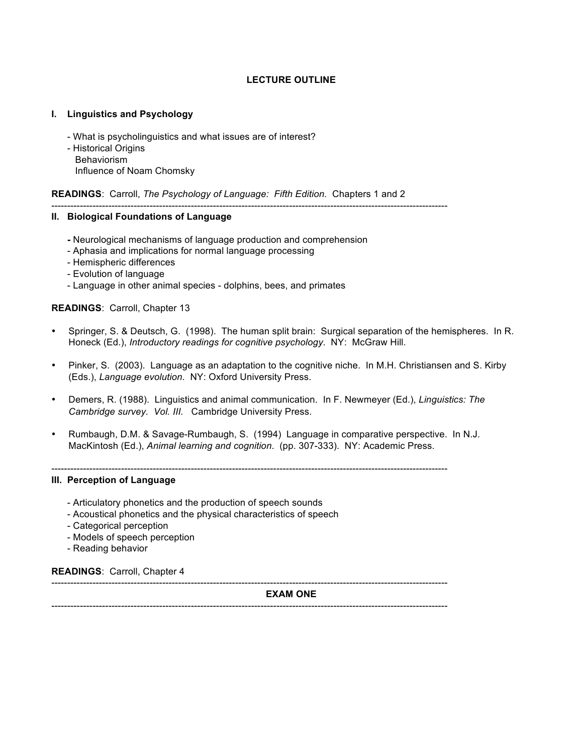## LECTURE OUTLINE

### I. Linguistics and Psychology

- What is psycholinguistics and what issues are of interest?
- Historical Origins
  - Behaviorism
  - Influence of Noam Chomsky

**READINGS**: Carroll, *The Psychology of Language: Fifth Edition.* Chapters 1 and 2

---

### II. Biological Foundations of Language

- Neurological mechanisms of language production and comprehension
- Aphasia and implications for normal language processing
- Hemispheric differences
- Evolution of language
- Language in other animal species - dolphins, bees, and primates

**READINGS**: Carroll, Chapter 13

- Springer, S. & Deutsch, G. (1998). The human split brain: Surgical separation of the hemispheres. In R. Honeck (Ed.), *Introductory readings for cognitive psychology*. NY: McGraw Hill.
- Pinker, S. (2003). Language as an adaptation to the cognitive niche. In M.H. Christiansen and S. Kirby (Eds.), *Language evolution*. NY: Oxford University Press.
- Demers, R. (1988). Linguistics and animal communication. In F. Newmeyer (Ed.), *Linguistics: The Cambridge survey. Vol. III.* Cambridge University Press.
- Rumbaugh, D.M. & Savage-Rumbaugh, S. (1994) Language in comparative perspective. In N.J. MacKintosh (Ed.), *Animal learning and cognition*. (pp. 307-333). NY: Academic Press.

---

### III. Perception of Language

- Articulatory phonetics and the production of speech sounds
- Acoustical phonetics and the physical characteristics of speech
- Categorical perception
- Models of speech perception
- Reading behavior

**READINGS**: Carroll, Chapter 4

---

**EXAM ONE**

---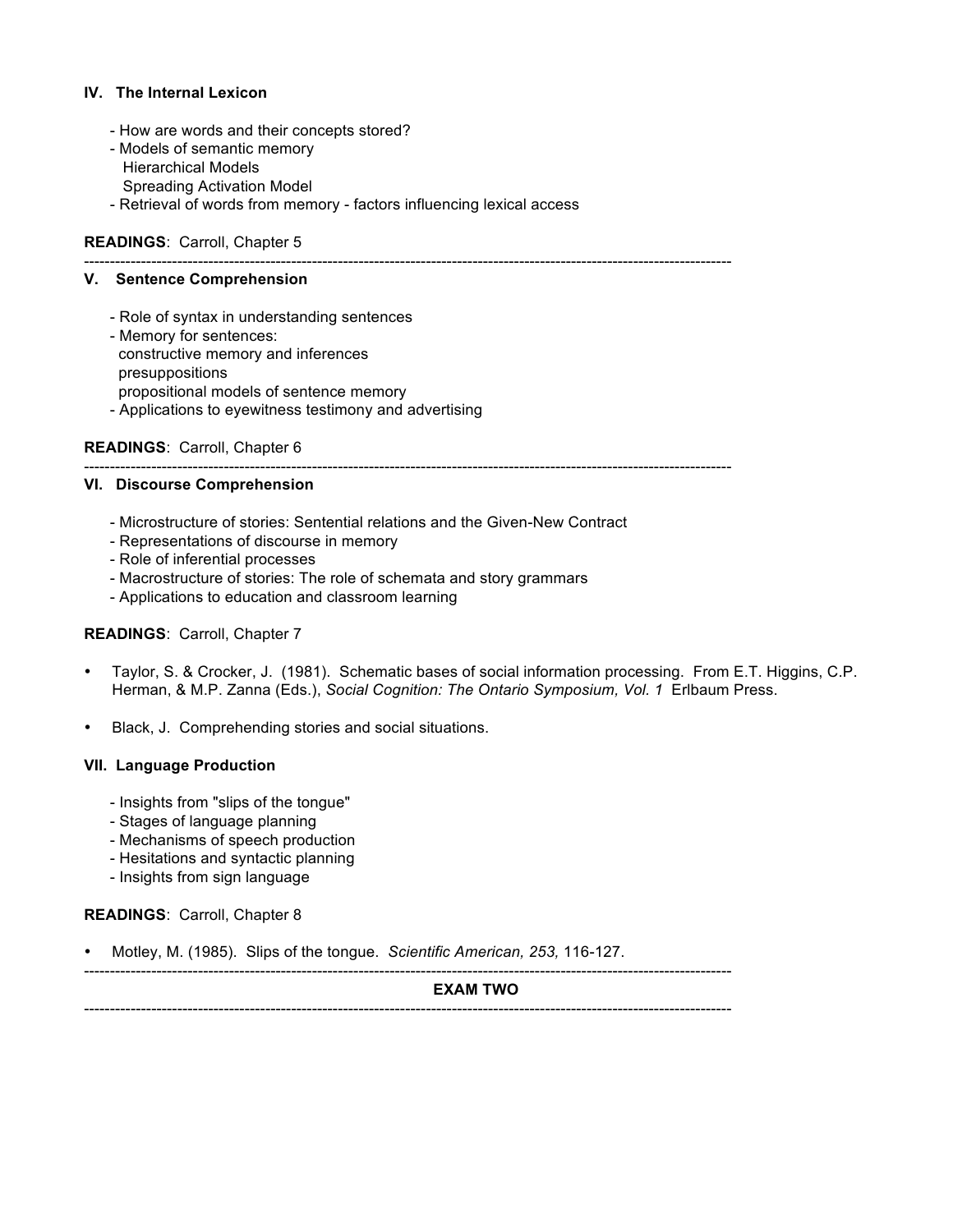### IV. The Internal Lexicon

- How are words and their concepts stored?
- Models of semantic memory
  - Hierarchical Models
  - Spreading Activation Model
- Retrieval of words from memory - factors influencing lexical access

**READINGS**: Carroll, Chapter 5

---

### V. Sentence Comprehension

- Role of syntax in understanding sentences
- Memory for sentences:
  - constructive memory and inferences
  - presuppositions
  - propositional models of sentence memory
- Applications to eyewitness testimony and advertising

**READINGS**: Carroll, Chapter 6

---

### VI. Discourse Comprehension

- Microstructure of stories: Sentential relations and the Given-New Contract
- Representations of discourse in memory
- Role of inferential processes
- Macrostructure of stories: The role of schemata and story grammars
- Applications to education and classroom learning

**READINGS**: Carroll, Chapter 7

- Taylor, S. & Crocker, J. (1981). Schematic bases of social information processing. From E.T. Higgins, C.P. Herman, & M.P. Zanna (Eds.), *Social Cognition: The Ontario Symposium, Vol. 1* Erlbaum Press.
- Black, J. Comprehending stories and social situations.

### VII. Language Production

- Insights from "slips of the tongue"
- Stages of language planning
- Mechanisms of speech production
- Hesitations and syntactic planning
- Insights from sign language

**READINGS**: Carroll, Chapter 8

- Motley, M. (1985). Slips of the tongue. *Scientific American, 253,* 116-127.

---

**EXAM TWO**

---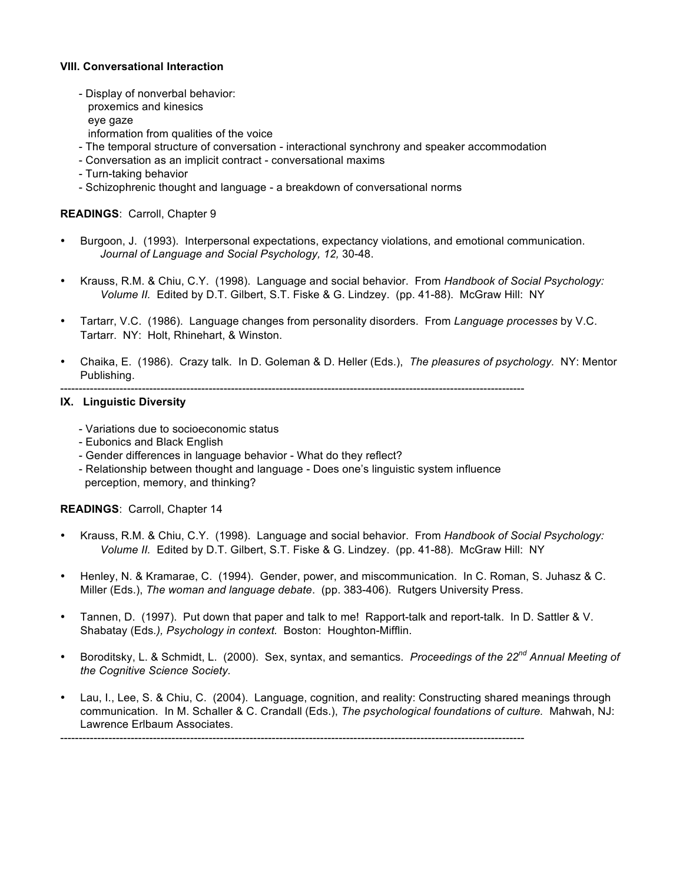**VIII. Conversational Interaction**

- Display of nonverbal behavior:
  - proxemics and kinesics
  - eye gaze
  - information from qualities of the voice
- The temporal structure of conversation - interactional synchrony and speaker accommodation
- Conversation as an implicit contract - conversational maxims
- Turn-taking behavior
- Schizophrenic thought and language - a breakdown of conversational norms

**READINGS**: Carroll, Chapter 9

- Burgoon, J. (1993). Interpersonal expectations, expectancy violations, and emotional communication. *Journal of Language and Social Psychology, 12,* 30-48.
- Krauss, R.M. & Chiu, C.Y. (1998). Language and social behavior. From *Handbook of Social Psychology: Volume II.* Edited by D.T. Gilbert, S.T. Fiske & G. Lindzey. (pp. 41-88). McGraw Hill: NY
- Tartarr, V.C. (1986). Language changes from personality disorders. From *Language processes* by V.C. Tartarr. NY: Holt, Rhinehart, & Winston.
- Chaika, E. (1986). Crazy talk. In D. Goleman & D. Heller (Eds.), *The pleasures of psychology.* NY: Mentor Publishing.

---

**IX. Linguistic Diversity**

- Variations due to socioeconomic status
- Eubonics and Black English
- Gender differences in language behavior - What do they reflect?
- Relationship between thought and language - Does one's linguistic system influence perception, memory, and thinking?

**READINGS**: Carroll, Chapter 14

- Krauss, R.M. & Chiu, C.Y. (1998). Language and social behavior. From *Handbook of Social Psychology: Volume II.* Edited by D.T. Gilbert, S.T. Fiske & G. Lindzey. (pp. 41-88). McGraw Hill: NY
- Henley, N. & Kramarae, C. (1994). Gender, power, and miscommunication. In C. Roman, S. Juhasz & C. Miller (Eds.), *The woman and language debate*. (pp. 383-406). Rutgers University Press.
- Tannen, D. (1997). Put down that paper and talk to me! Rapport-talk and report-talk. In D. Sattler & V. Shabatay (Eds.*), Psychology in context.* Boston: Houghton-Mifflin.
- Boroditsky, L. & Schmidt, L. (2000). Sex, syntax, and semantics. *Proceedings of the 22nd Annual Meeting of the Cognitive Science Society.*
- Lau, I., Lee, S. & Chiu, C. (2004). Language, cognition, and reality: Constructing shared meanings through communication. In M. Schaller & C. Crandall (Eds.), *The psychological foundations of culture.* Mahwah, NJ: Lawrence Erlbaum Associates.

---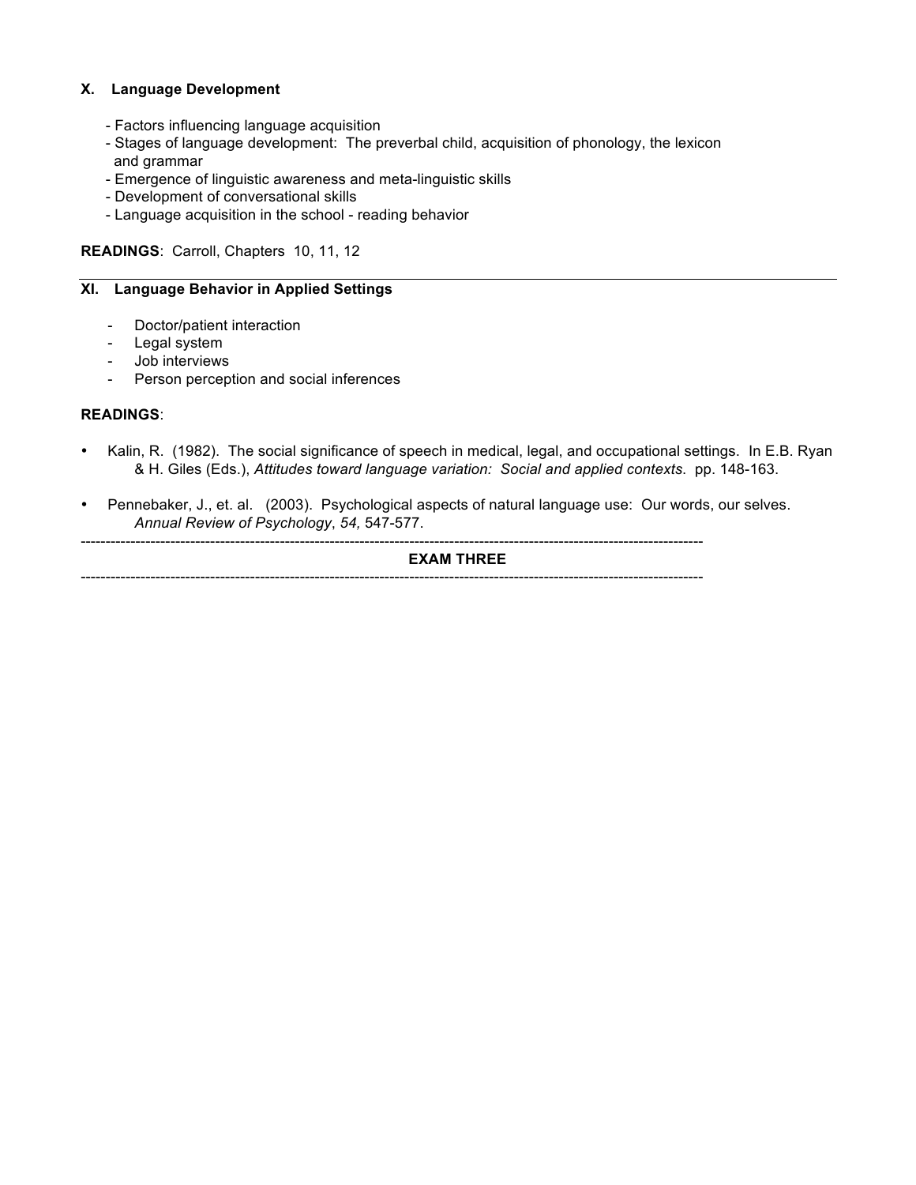### X. Language Development

- Factors influencing language acquisition
- Stages of language development: The preverbal child, acquisition of phonology, the lexicon and grammar
- Emergence of linguistic awareness and meta-linguistic skills
- Development of conversational skills
- Language acquisition in the school - reading behavior

**READINGS**: Carroll, Chapters 10, 11, 12

---

### XI. Language Behavior in Applied Settings

- Doctor/patient interaction
- Legal system
- Job interviews
- Person perception and social inferences

**READINGS**:

- Kalin, R. (1982). The social significance of speech in medical, legal, and occupational settings. In E.B. Ryan & H. Giles (Eds.), *Attitudes toward language variation: Social and applied contexts*. pp. 148-163.
- Pennebaker, J., et. al. (2003). Psychological aspects of natural language use: Our words, our selves. *Annual Review of Psychology*, *54,* 547-577.

---

**EXAM THREE**

---